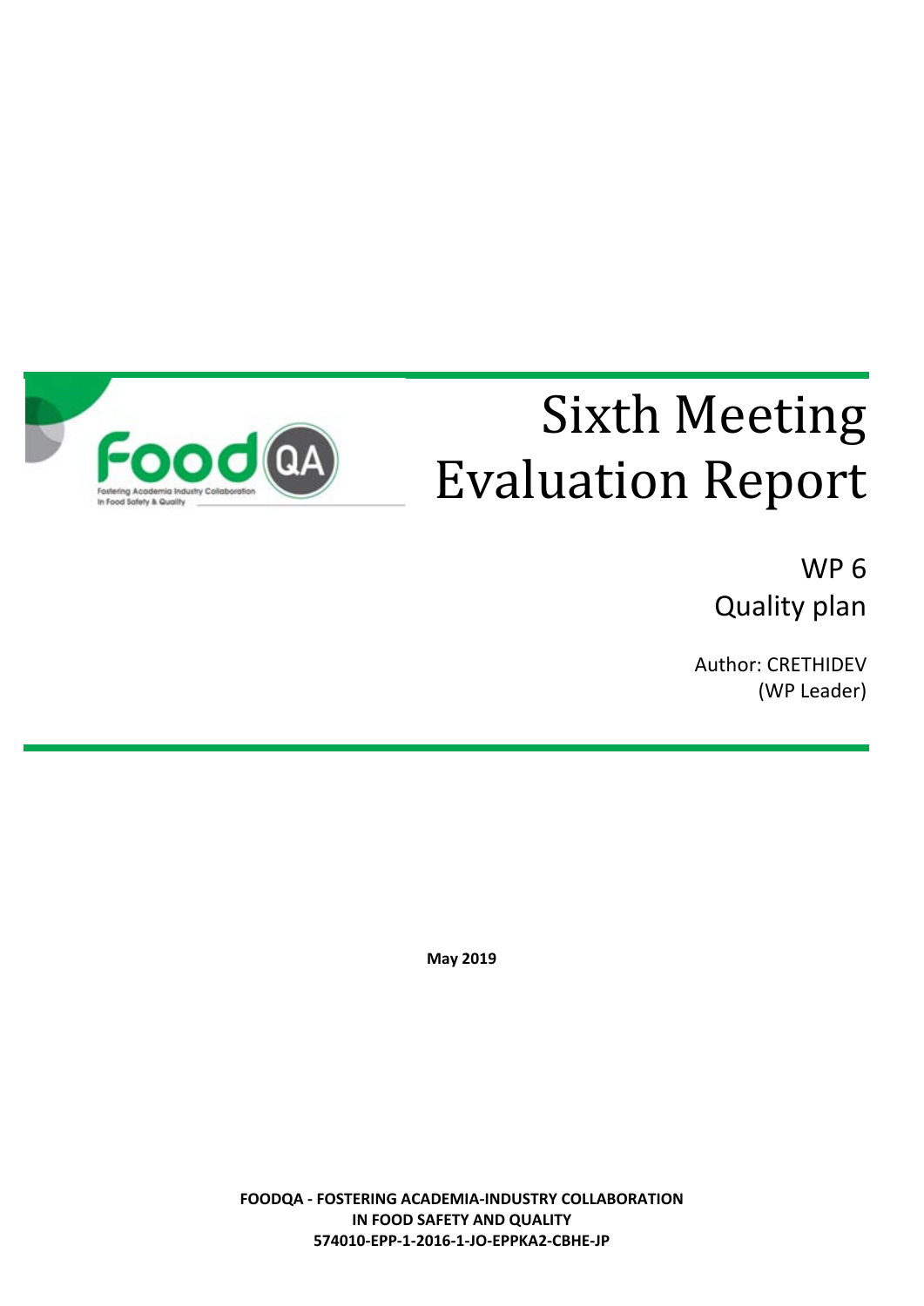# Sixth Meeting Evaluation Report

WP 6

Quality plan

Author: CRETHIDEV (WP Leader)

**May 2019**

**FOODQA - FOSTERING ACADEMIA-INDUSTRY COLLABORATION IN FOOD SAFETY AND QUALITY**
**574010-EPP-1-2016-1-JO-EPPKA2-CBHE-JP**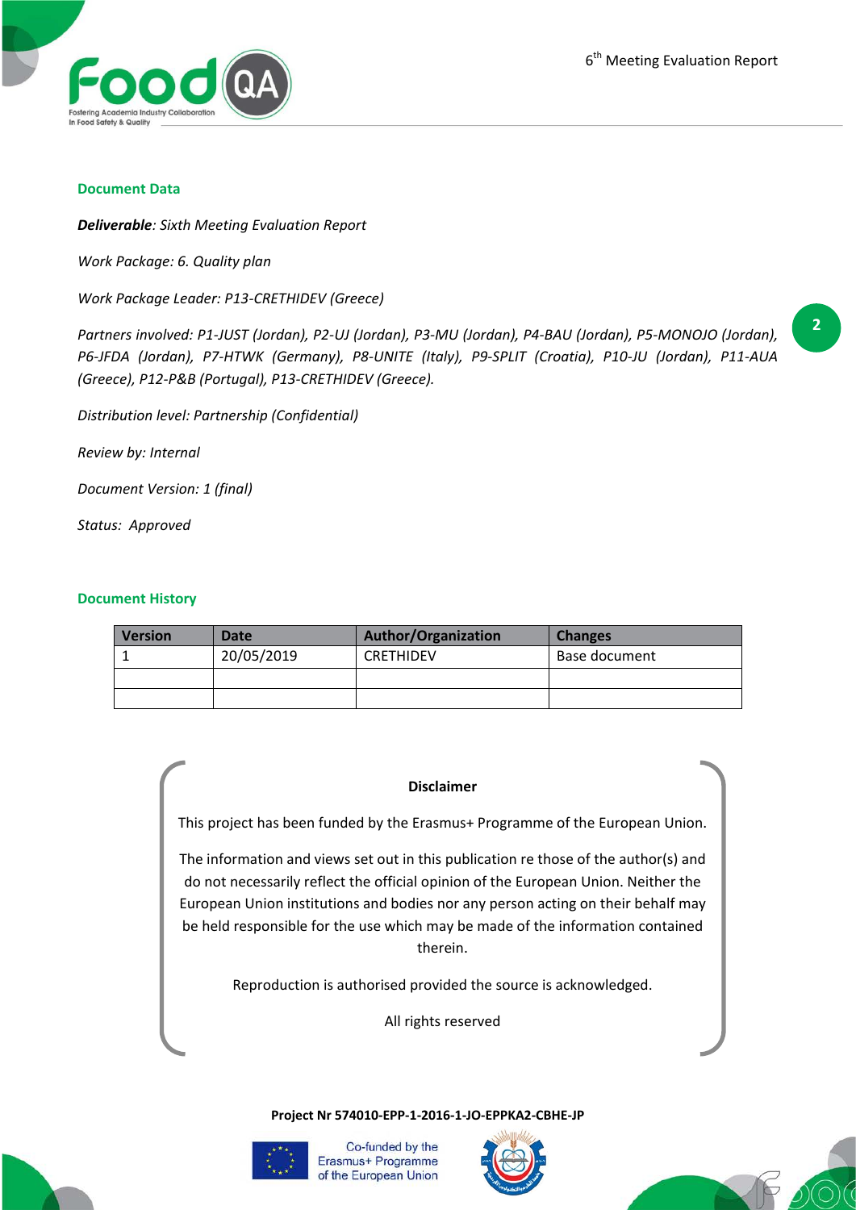## Document Data

***Deliverable***: *Sixth Meeting Evaluation Report*

*Work Package: 6. Quality plan*

*Work Package Leader: P13-CRETHIDEV (Greece)*

*Partners involved: P1-JUST (Jordan), P2-UJ (Jordan), P3-MU (Jordan), P4-BAU (Jordan), P5-MONOJO (Jordan), P6-JFDA (Jordan), P7-HTWK (Germany), P8-UNITE (Italy), P9-SPLIT (Croatia), P10-JU (Jordan), P11-AUA (Greece), P12-P&B (Portugal), P13-CRETHIDEV (Greece).*

*Distribution level: Partnership (Confidential)*

*Review by: Internal*

*Document Version: 1 (final)*

*Status: Approved*

## Document History

| Version | Date | Author/Organization | Changes |
| --- | --- | --- | --- |
| 1 | 20/05/2019 | CRETHIDEV | Base document |
| | | | |
| | | | |

**Disclaimer**

This project has been funded by the Erasmus+ Programme of the European Union.

The information and views set out in this publication re those of the author(s) and do not necessarily reflect the official opinion of the European Union. Neither the European Union institutions and bodies nor any person acting on their behalf may be held responsible for the use which may be made of the information contained therein.

Reproduction is authorised provided the source is acknowledged.

All rights reserved

**Project Nr 574010-EPP-1-2016-1-JO-EPPKA2-CBHE-JP**

Co-funded by the Erasmus+ Programme of the European Union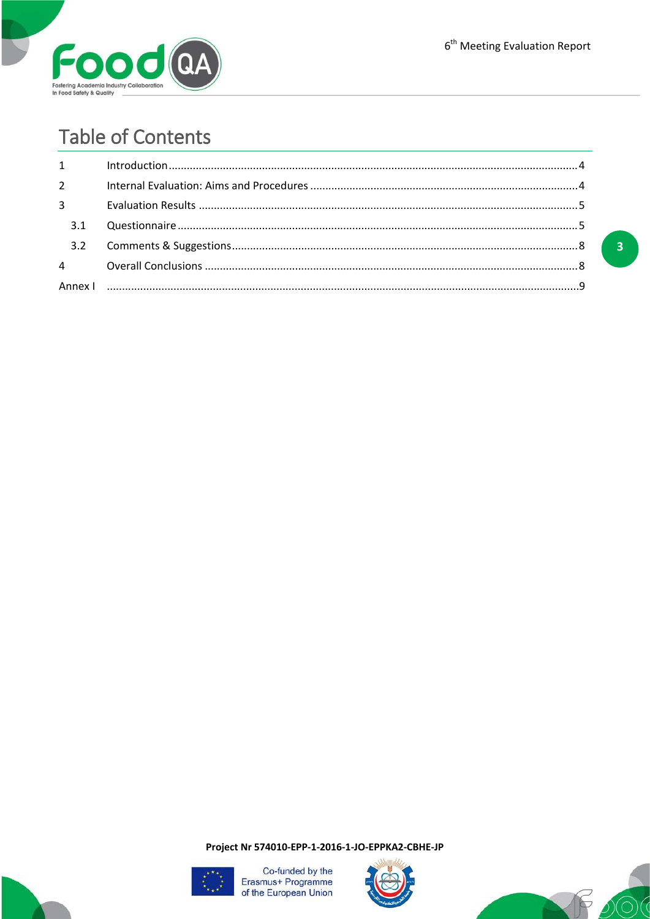# Table of Contents

| | | |
|---|---|---|
| 1 | Introduction | 4 |
| 2 | Internal Evaluation: Aims and Procedures | 4 |
| 3 | Evaluation Results | 5 |
| 3.1 | Questionnaire | 5 |
| 3.2 | Comments & Suggestions | 8 |
| 4 | Overall Conclusions | 8 |
| Annex I | | 9 |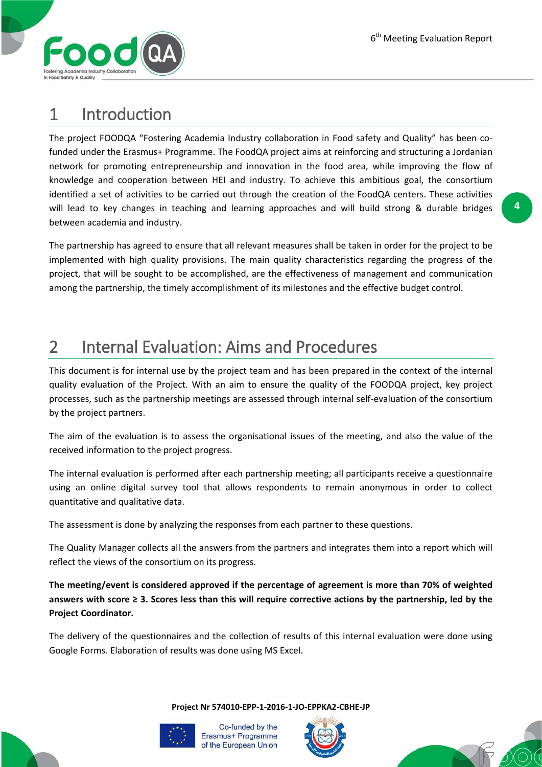# 1 Introduction

The project FOODQA "Fostering Academia Industry collaboration in Food safety and Quality" has been co-funded under the Erasmus+ Programme. The FoodQA project aims at reinforcing and structuring a Jordanian network for promoting entrepreneurship and innovation in the food area, while improving the flow of knowledge and cooperation between HEI and industry. To achieve this ambitious goal, the consortium identified a set of activities to be carried out through the creation of the FoodQA centers. These activities will lead to key changes in teaching and learning approaches and will build strong & durable bridges between academia and industry.

The partnership has agreed to ensure that all relevant measures shall be taken in order for the project to be implemented with high quality provisions. The main quality characteristics regarding the progress of the project, that will be sought to be accomplished, are the effectiveness of management and communication among the partnership, the timely accomplishment of its milestones and the effective budget control.

# 2 Internal Evaluation: Aims and Procedures

This document is for internal use by the project team and has been prepared in the context of the internal quality evaluation of the Project. With an aim to ensure the quality of the FOODQA project, key project processes, such as the partnership meetings are assessed through internal self-evaluation of the consortium by the project partners.

The aim of the evaluation is to assess the organisational issues of the meeting, and also the value of the received information to the project progress.

The internal evaluation is performed after each partnership meeting; all participants receive a questionnaire using an online digital survey tool that allows respondents to remain anonymous in order to collect quantitative and qualitative data.

The assessment is done by analyzing the responses from each partner to these questions.

The Quality Manager collects all the answers from the partners and integrates them into a report which will reflect the views of the consortium on its progress.

**The meeting/event is considered approved if the percentage of agreement is more than 70% of weighted answers with score ≥ 3. Scores less than this will require corrective actions by the partnership, led by the Project Coordinator.**

The delivery of the questionnaires and the collection of results of this internal evaluation were done using Google Forms. Elaboration of results was done using MS Excel.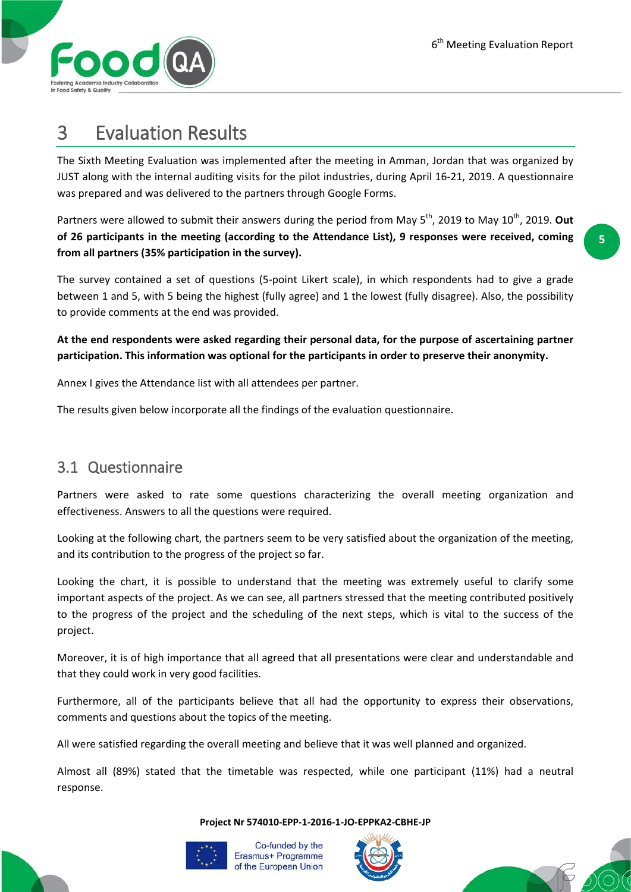# 3 Evaluation Results

The Sixth Meeting Evaluation was implemented after the meeting in Amman, Jordan that was organized by JUST along with the internal auditing visits for the pilot industries, during April 16-21, 2019. A questionnaire was prepared and was delivered to the partners through Google Forms.

Partners were allowed to submit their answers during the period from May 5th, 2019 to May 10th, 2019. **Out of 26 participants in the meeting (according to the Attendance List), 9 responses were received, coming from all partners (35% participation in the survey).**

The survey contained a set of questions (5-point Likert scale), in which respondents had to give a grade between 1 and 5, with 5 being the highest (fully agree) and 1 the lowest (fully disagree). Also, the possibility to provide comments at the end was provided.

**At the end respondents were asked regarding their personal data, for the purpose of ascertaining partner participation. This information was optional for the participants in order to preserve their anonymity.**

Annex I gives the Attendance list with all attendees per partner.

The results given below incorporate all the findings of the evaluation questionnaire.

## 3.1 Questionnaire

Partners were asked to rate some questions characterizing the overall meeting organization and effectiveness. Answers to all the questions were required.

Looking at the following chart, the partners seem to be very satisfied about the organization of the meeting, and its contribution to the progress of the project so far.

Looking the chart, it is possible to understand that the meeting was extremely useful to clarify some important aspects of the project. As we can see, all partners stressed that the meeting contributed positively to the progress of the project and the scheduling of the next steps, which is vital to the success of the project.

Moreover, it is of high importance that all agreed that all presentations were clear and understandable and that they could work in very good facilities.

Furthermore, all of the participants believe that all had the opportunity to express their observations, comments and questions about the topics of the meeting.

All were satisfied regarding the overall meeting and believe that it was well planned and organized.

Almost all (89%) stated that the timetable was respected, while one participant (11%) had a neutral response.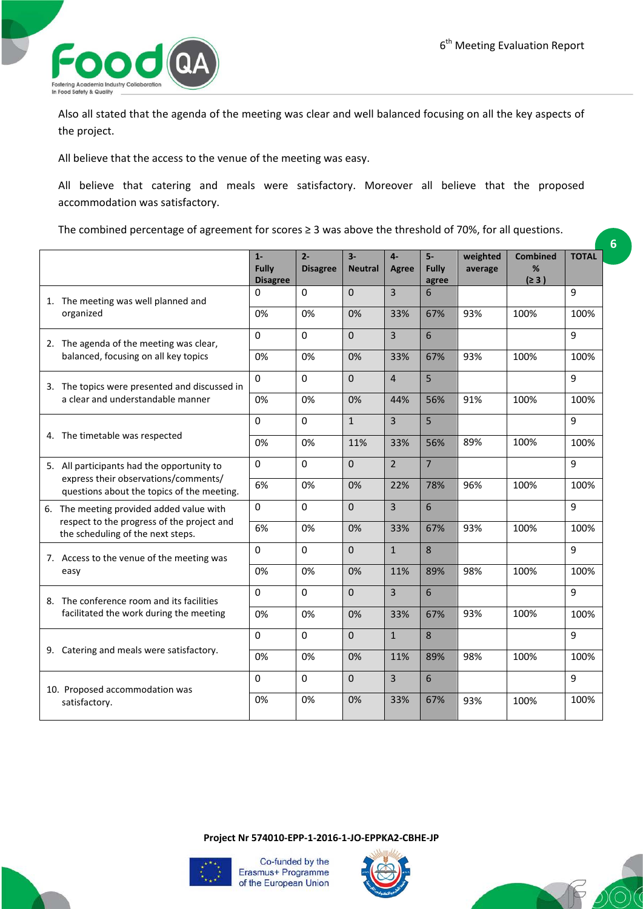Also all stated that the agenda of the meeting was clear and well balanced focusing on all the key aspects of the project.

All believe that the access to the venue of the meeting was easy.

All believe that catering and meals were satisfactory. Moreover all believe that the proposed accommodation was satisfactory.

The combined percentage of agreement for scores ≥ 3 was above the threshold of 70%, for all questions.

| | 1- Fully Disagree | 2- Disagree | 3- Neutral | 4- Agree | 5- Fully agree | weighted average | Combined % (≥ 3 ) | TOTAL |
|---|---|---|---|---|---|---|---|---|
| 1. The meeting was well planned and organized | 0 | 0 | 0 | 3 | 6 | | | 9 |
| | 0% | 0% | 0% | 33% | 67% | 93% | 100% | 100% |
| 2. The agenda of the meeting was clear, balanced, focusing on all key topics | 0 | 0 | 0 | 3 | 6 | | | 9 |
| | 0% | 0% | 0% | 33% | 67% | 93% | 100% | 100% |
| 3. The topics were presented and discussed in a clear and understandable manner | 0 | 0 | 0 | 4 | 5 | | | 9 |
| | 0% | 0% | 0% | 44% | 56% | 91% | 100% | 100% |
| 4. The timetable was respected | 0 | 0 | 1 | 3 | 5 | | | 9 |
| | 0% | 0% | 11% | 33% | 56% | 89% | 100% | 100% |
| 5. All participants had the opportunity to express their observations/comments/ questions about the topics of the meeting. | 0 | 0 | 0 | 2 | 7 | | | 9 |
| | 6% | 0% | 0% | 22% | 78% | 96% | 100% | 100% |
| 6. The meeting provided added value with respect to the progress of the project and the scheduling of the next steps. | 0 | 0 | 0 | 3 | 6 | | | 9 |
| | 6% | 0% | 0% | 33% | 67% | 93% | 100% | 100% |
| 7. Access to the venue of the meeting was easy | 0 | 0 | 0 | 1 | 8 | | | 9 |
| | 0% | 0% | 0% | 11% | 89% | 98% | 100% | 100% |
| 8. The conference room and its facilities facilitated the work during the meeting | 0 | 0 | 0 | 3 | 6 | | | 9 |
| | 0% | 0% | 0% | 33% | 67% | 93% | 100% | 100% |
| 9. Catering and meals were satisfactory. | 0 | 0 | 0 | 1 | 8 | | | 9 |
| | 0% | 0% | 0% | 11% | 89% | 98% | 100% | 100% |
| 10. Proposed accommodation was satisfactory. | 0 | 0 | 0 | 3 | 6 | | | 9 |
| | 0% | 0% | 0% | 33% | 67% | 93% | 100% | 100% |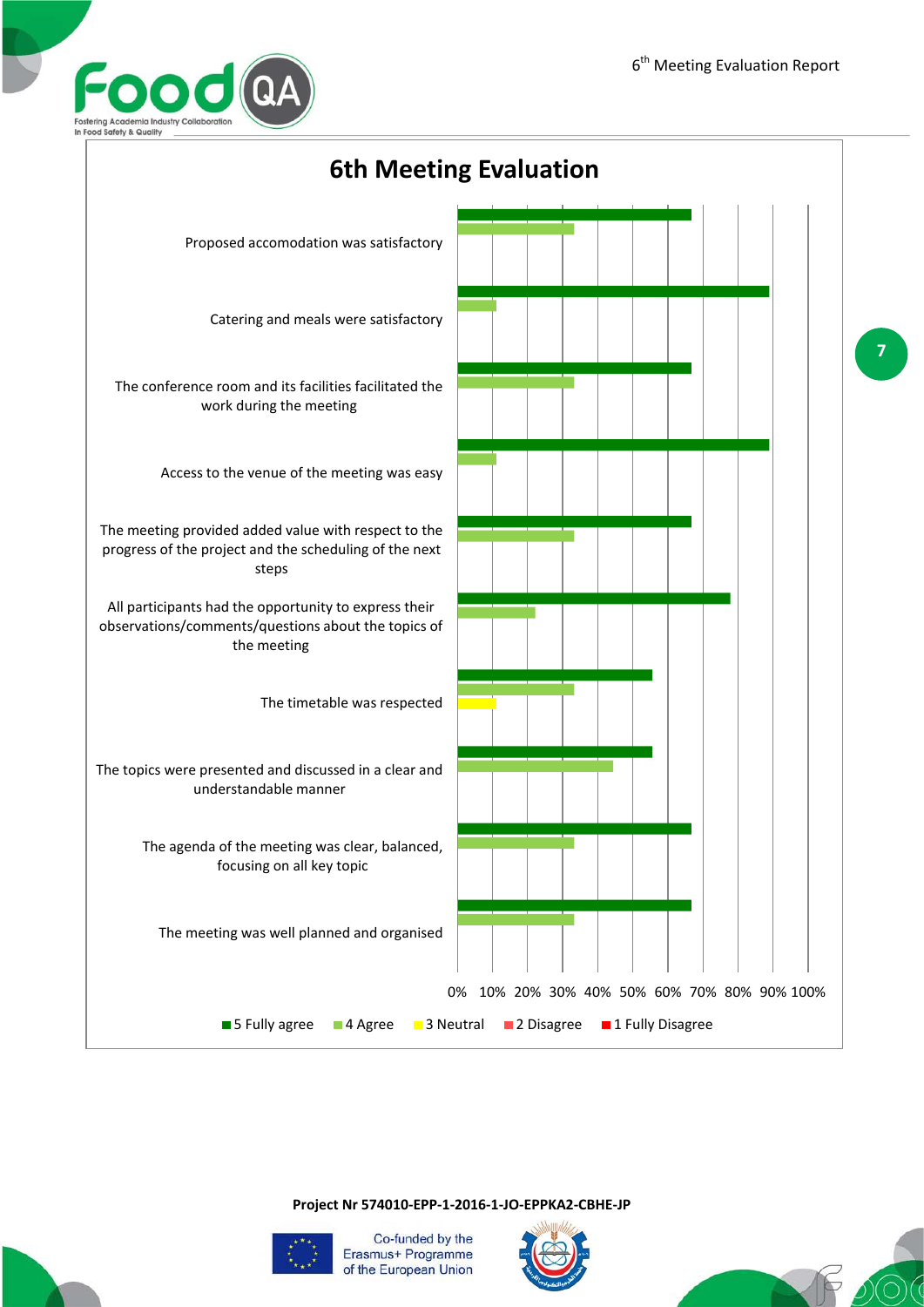# 6th Meeting Evaluation

| Statement | 5 Fully agree | 4 Agree | 3 Neutral | 2 Disagree | 1 Fully Disagree |
|---|---|---|---|---|---|
| Proposed accomodation was satisfactory | ~67% | ~33% | | | |
| Catering and meals were satisfactory | ~89% | ~11% | | | |
| The conference room and its facilities facilitated the work during the meeting | ~67% | ~33% | | | |
| Access to the venue of the meeting was easy | ~89% | ~11% | | | |
| The meeting provided added value with respect to the progress of the project and the scheduling of the next steps | ~67% | ~33% | | | |
| All participants had the opportunity to express their observations/comments/questions about the topics of the meeting | ~78% | ~22% | | | |
| The timetable was respected | ~56% | ~33% | ~11% | | |
| The topics were presented and discussed in a clear and understandable manner | ~56% | ~44% | | | |
| The agenda of the meeting was clear, balanced, focusing on all key topic | ~67% | ~33% | | | |
| The meeting was well planned and organised | ~67% | ~33% | | | |

Project Nr 574010-EPP-1-2016-1-JO-EPPKA2-CBHE-JP

Co-funded by the Erasmus+ Programme of the European Union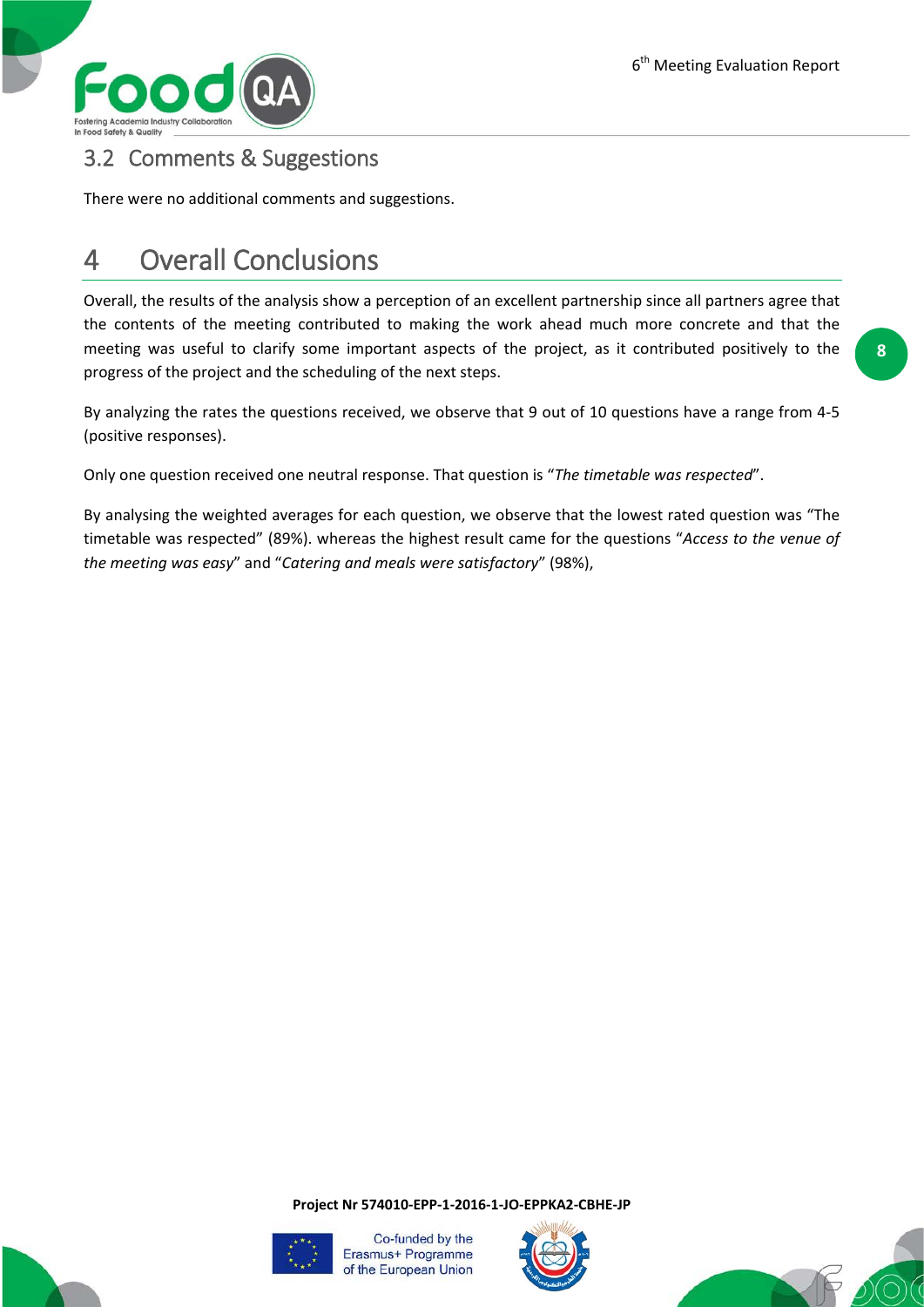## 3.2 Comments & Suggestions

There were no additional comments and suggestions.

# 4 Overall Conclusions

Overall, the results of the analysis show a perception of an excellent partnership since all partners agree that the contents of the meeting contributed to making the work ahead much more concrete and that the meeting was useful to clarify some important aspects of the project, as it contributed positively to the progress of the project and the scheduling of the next steps.

By analyzing the rates the questions received, we observe that 9 out of 10 questions have a range from 4-5 (positive responses).

Only one question received one neutral response. That question is "*The timetable was respected*".

By analysing the weighted averages for each question, we observe that the lowest rated question was "The timetable was respected" (89%). whereas the highest result came for the questions "*Access to the venue of the meeting was easy*" and "*Catering and meals were satisfactory*" (98%),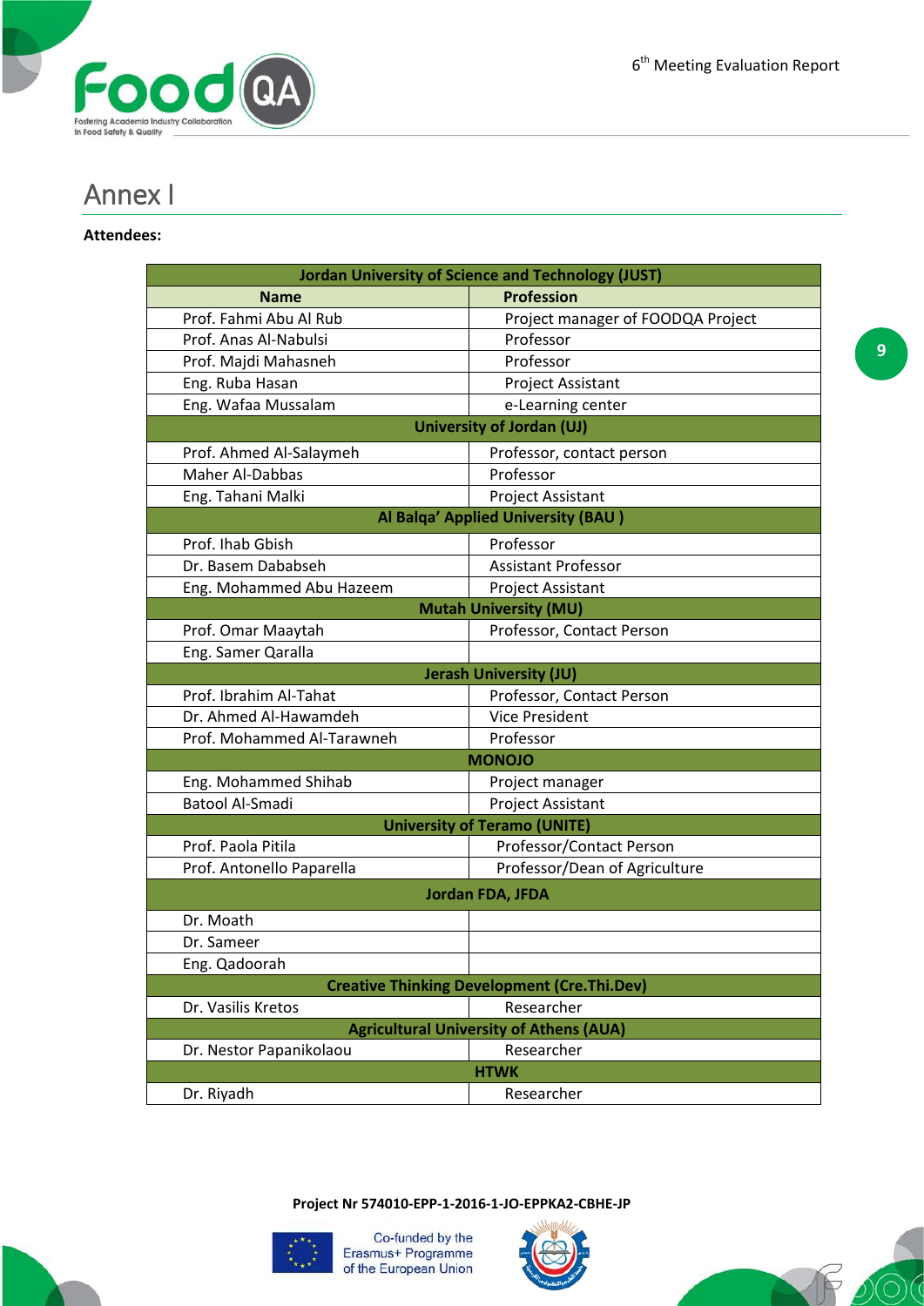# Annex I

**Attendees:**

| | |
|---|---|
| **Jordan University of Science and Technology (JUST)** | |
| **Name** | **Profession** |
| Prof. Fahmi Abu Al Rub | Project manager of FOODQA Project |
| Prof. Anas Al-Nabulsi | Professor |
| Prof. Majdi Mahasneh | Professor |
| Eng. Ruba Hasan | Project Assistant |
| Eng. Wafaa Mussalam | e-Learning center |
| **University of Jordan (UJ)** | |
| Prof. Ahmed Al-Salaymeh | Professor, contact person |
| Maher Al-Dabbas | Professor |
| Eng. Tahani Malki | Project Assistant |
| **Al Balqa' Applied University (BAU )** | |
| Prof. Ihab Gbish | Professor |
| Dr. Basem Dababseh | Assistant Professor |
| Eng. Mohammed Abu Hazeem | Project Assistant |
| **Mutah University (MU)** | |
| Prof. Omar Maaytah | Professor, Contact Person |
| Eng. Samer Qaralla | |
| **Jerash University (JU)** | |
| Prof. Ibrahim Al-Tahat | Professor, Contact Person |
| Dr. Ahmed Al-Hawamdeh | Vice President |
| Prof. Mohammed Al-Tarawneh | Professor |
| **MONOJO** | |
| Eng. Mohammed Shihab | Project manager |
| Batool Al-Smadi | Project Assistant |
| **University of Teramo (UNITE)** | |
| Prof. Paola Pitila | Professor/Contact Person |
| Prof. Antonello Paparella | Professor/Dean of Agriculture |
| **Jordan FDA, JFDA** | |
| Dr. Moath | |
| Dr. Sameer | |
| Eng. Qadoorah | |
| **Creative Thinking Development (Cre.Thi.Dev)** | |
| Dr. Vasilis Kretos | Researcher |
| **Agricultural University of Athens (AUA)** | |
| Dr. Nestor Papanikolaou | Researcher |
| **HTWK** | |
| Dr. Riyadh | Researcher |

**Project Nr 574010-EPP-1-2016-1-JO-EPPKA2-CBHE-JP**

Co-funded by the Erasmus+ Programme of the European Union